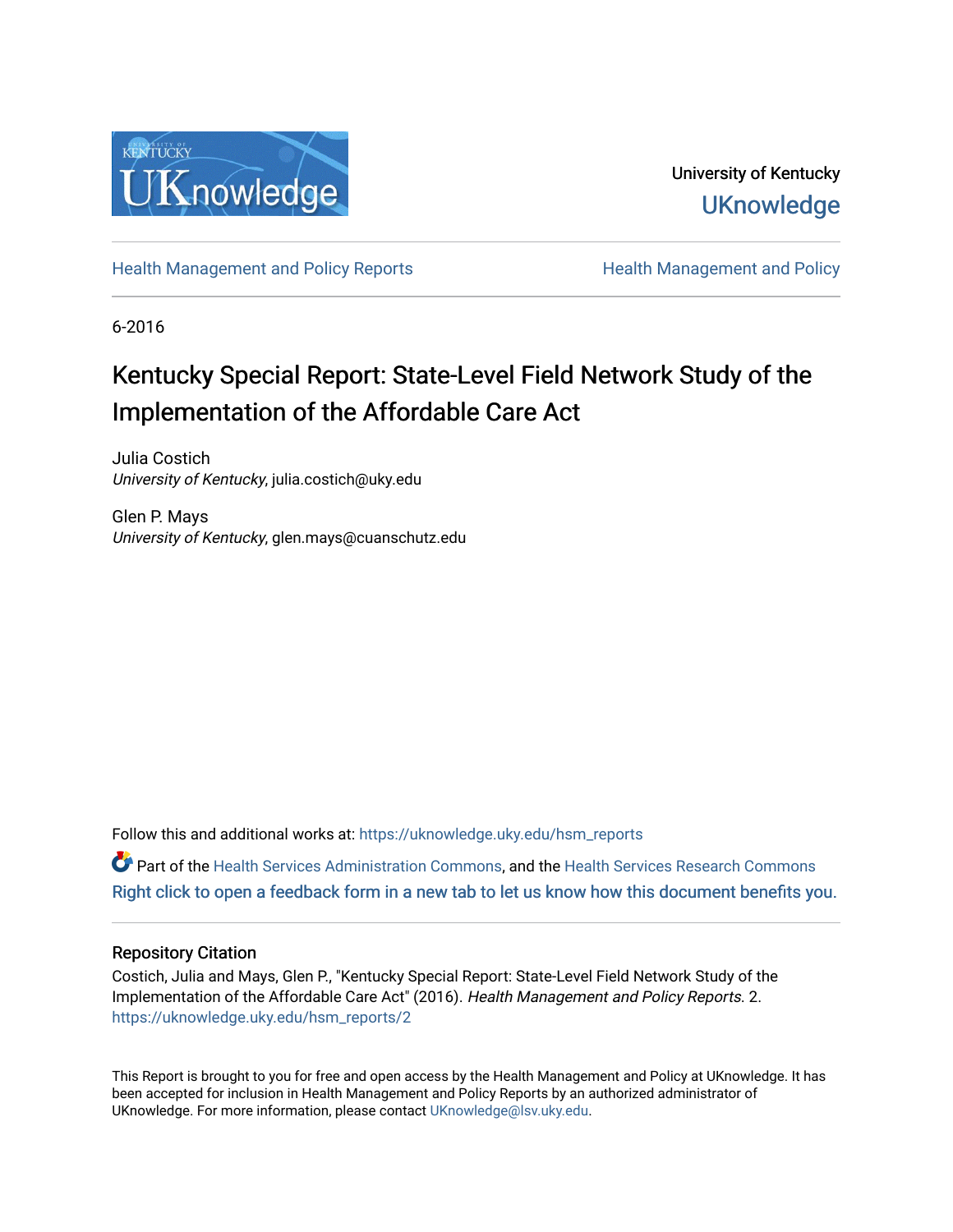University of Kentucky

UKnowledge

Health Management and Policy Reports

Health Management and Policy

6-2016

# Kentucky Special Report: State-Level Field Network Study of the Implementation of the Affordable Care Act

Julia Costich
*University of Kentucky*, julia.costich@uky.edu

Glen P. Mays
*University of Kentucky*, glen.mays@cuanschutz.edu

Follow this and additional works at: https://uknowledge.uky.edu/hsm_reports

Part of the Health Services Administration Commons, and the Health Services Research Commons

Right click to open a feedback form in a new tab to let us know how this document benefits you.

## Repository Citation

Costich, Julia and Mays, Glen P., "Kentucky Special Report: State-Level Field Network Study of the Implementation of the Affordable Care Act" (2016). *Health Management and Policy Reports*. 2.
https://uknowledge.uky.edu/hsm_reports/2

This Report is brought to you for free and open access by the Health Management and Policy at UKnowledge. It has been accepted for inclusion in Health Management and Policy Reports by an authorized administrator of UKnowledge. For more information, please contact UKnowledge@lsv.uky.edu.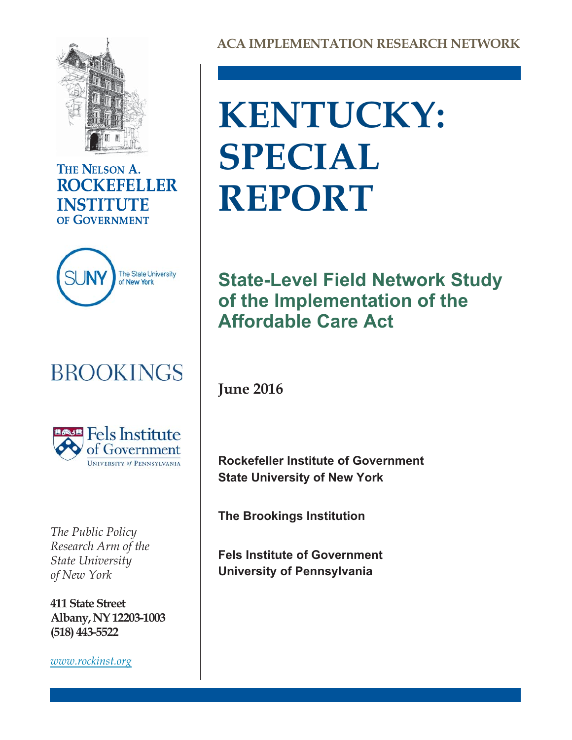THE NELSON A. ROCKEFELLER INSTITUTE OF GOVERNMENT

SUNY The State University of New York

BROOKINGS

Fels Institute of Government
University of Pennsylvania

*The Public Policy Research Arm of the State University of New York*

**411 State Street**
**Albany, NY 12203-1003**
**(518) 443-5522**

*www.rockinst.org*

**ACA IMPLEMENTATION RESEARCH NETWORK**

# KENTUCKY: SPECIAL REPORT

## State-Level Field Network Study of the Implementation of the Affordable Care Act

**June 2016**

**Rockefeller Institute of Government**
**State University of New York**

**The Brookings Institution**

**Fels Institute of Government**
**University of Pennsylvania**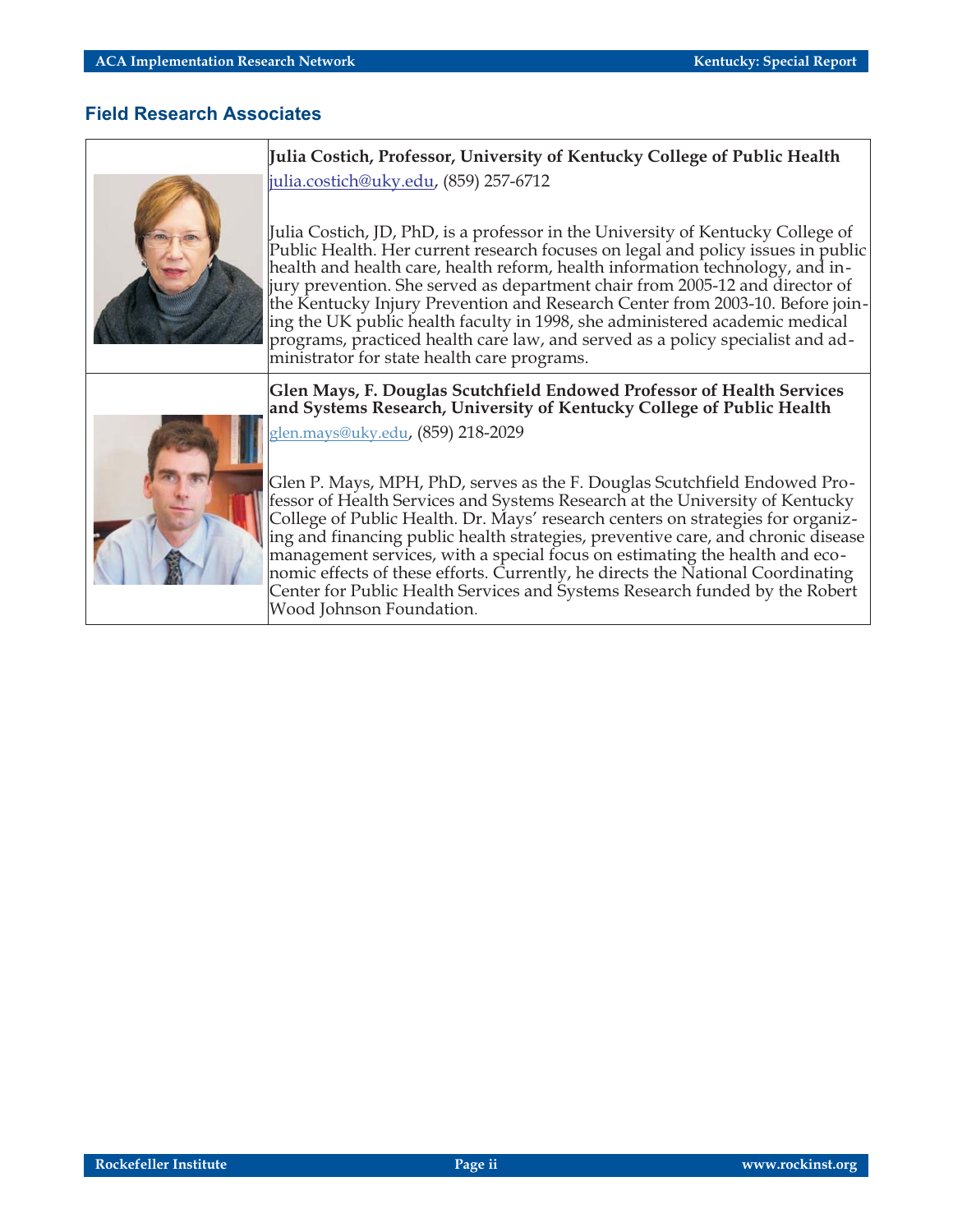## Field Research Associates

**Julia Costich, Professor, University of Kentucky College of Public Health**

julia.costich@uky.edu, (859) 257-6712

Julia Costich, JD, PhD, is a professor in the University of Kentucky College of Public Health. Her current research focuses on legal and policy issues in public health and health care, health reform, health information technology, and injury prevention. She served as department chair from 2005-12 and director of the Kentucky Injury Prevention and Research Center from 2003-10. Before joining the UK public health faculty in 1998, she administered academic medical programs, practiced health care law, and served as a policy specialist and administrator for state health care programs.

**Glen Mays, F. Douglas Scutchfield Endowed Professor of Health Services and Systems Research, University of Kentucky College of Public Health**

glen.mays@uky.edu, (859) 218-2029

Glen P. Mays, MPH, PhD, serves as the F. Douglas Scutchfield Endowed Professor of Health Services and Systems Research at the University of Kentucky College of Public Health. Dr. Mays' research centers on strategies for organizing and financing public health strategies, preventive care, and chronic disease management services, with a special focus on estimating the health and economic effects of these efforts. Currently, he directs the National Coordinating Center for Public Health Services and Systems Research funded by the Robert Wood Johnson Foundation.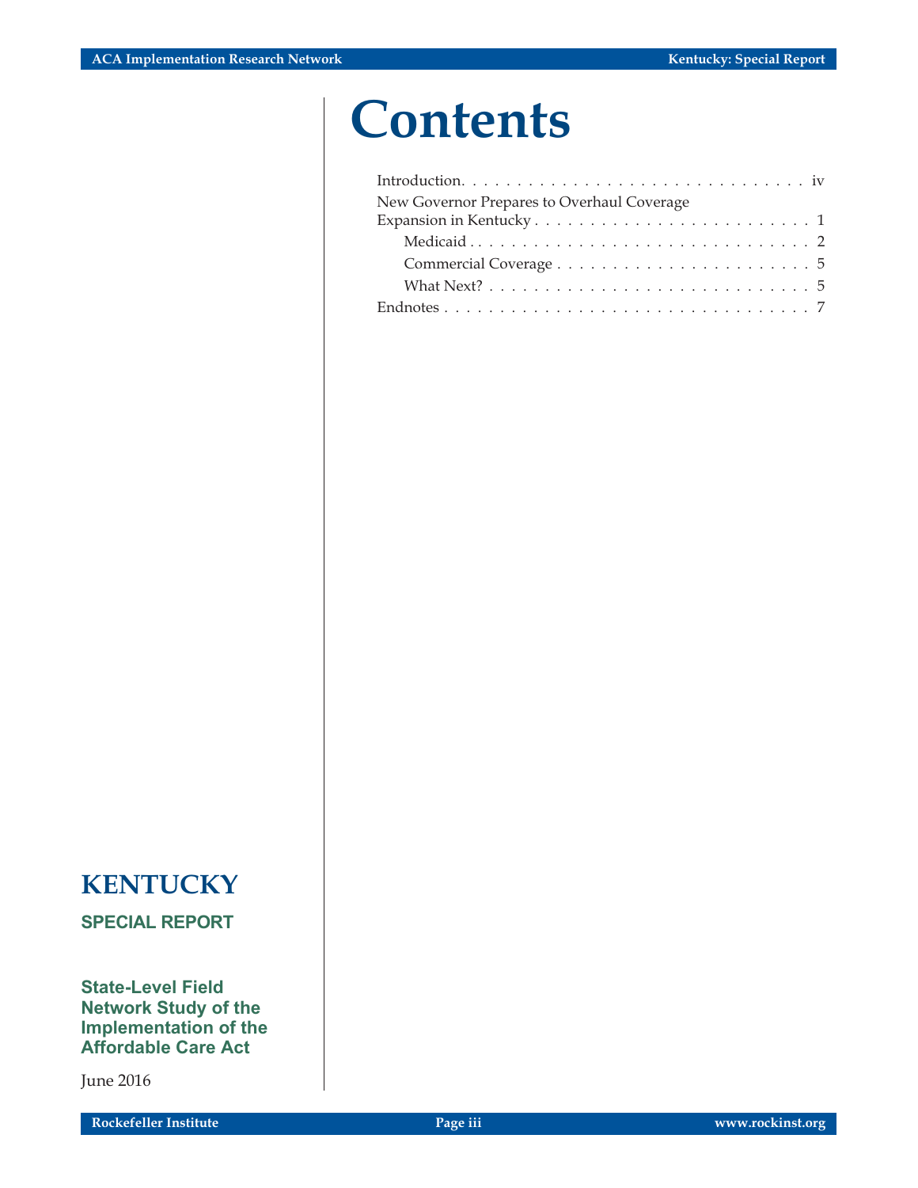# Contents

| | |
|---|---|
| Introduction | iv |
| New Governor Prepares to Overhaul Coverage Expansion in Kentucky | 1 |
| Medicaid | 2 |
| Commercial Coverage | 5 |
| What Next? | 5 |
| Endnotes | 7 |

**KENTUCKY**

**SPECIAL REPORT**

**State-Level Field Network Study of the Implementation of the Affordable Care Act**

June 2016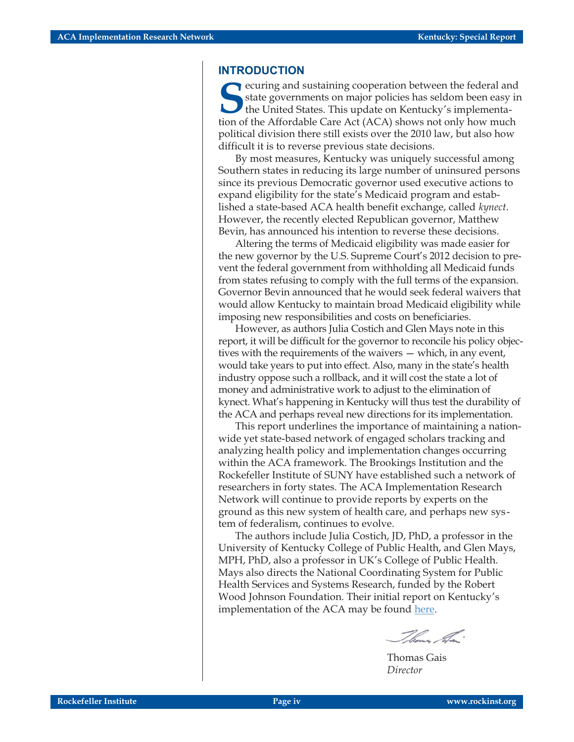## INTRODUCTION

Securing and sustaining cooperation between the federal and state governments on major policies has seldom been easy in the United States. This update on Kentucky's implementation of the Affordable Care Act (ACA) shows not only how much political division there still exists over the 2010 law, but also how difficult it is to reverse previous state decisions.

By most measures, Kentucky was uniquely successful among Southern states in reducing its large number of uninsured persons since its previous Democratic governor used executive actions to expand eligibility for the state's Medicaid program and established a state-based ACA health benefit exchange, called *kynect*. However, the recently elected Republican governor, Matthew Bevin, has announced his intention to reverse these decisions.

Altering the terms of Medicaid eligibility was made easier for the new governor by the U.S. Supreme Court's 2012 decision to prevent the federal government from withholding all Medicaid funds from states refusing to comply with the full terms of the expansion. Governor Bevin announced that he would seek federal waivers that would allow Kentucky to maintain broad Medicaid eligibility while imposing new responsibilities and costs on beneficiaries.

However, as authors Julia Costich and Glen Mays note in this report, it will be difficult for the governor to reconcile his policy objectives with the requirements of the waivers — which, in any event, would take years to put into effect. Also, many in the state's health industry oppose such a rollback, and it will cost the state a lot of money and administrative work to adjust to the elimination of kynect. What's happening in Kentucky will thus test the durability of the ACA and perhaps reveal new directions for its implementation.

This report underlines the importance of maintaining a nationwide yet state-based network of engaged scholars tracking and analyzing health policy and implementation changes occurring within the ACA framework. The Brookings Institution and the Rockefeller Institute of SUNY have established such a network of researchers in forty states. The ACA Implementation Research Network will continue to provide reports by experts on the ground as this new system of health care, and perhaps new system of federalism, continues to evolve.

The authors include Julia Costich, JD, PhD, a professor in the University of Kentucky College of Public Health, and Glen Mays, MPH, PhD, also a professor in UK's College of Public Health. Mays also directs the National Coordinating System for Public Health Services and Systems Research, funded by the Robert Wood Johnson Foundation. Their initial report on Kentucky's implementation of the ACA may be found here.

Thomas Gais
*Director*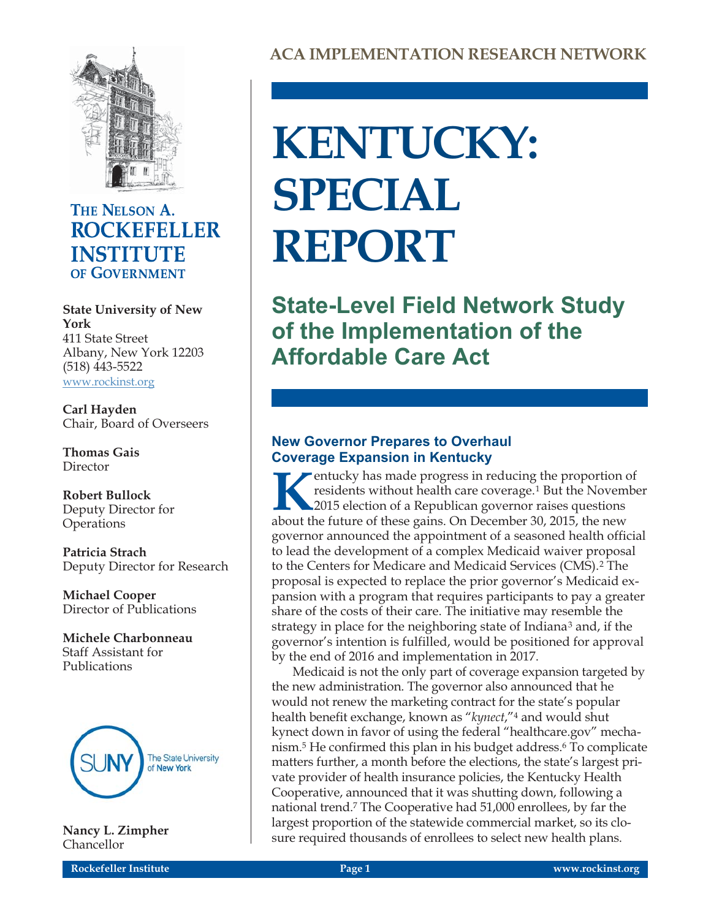# ACA IMPLEMENTATION RESEARCH NETWORK

# KENTUCKY: SPECIAL REPORT

## State-Level Field Network Study of the Implementation of the Affordable Care Act

**THE NELSON A. ROCKEFELLER INSTITUTE OF GOVERNMENT**

**State University of New York**
411 State Street
Albany, New York 12203
(518) 443-5522
www.rockinst.org

**Carl Hayden**
Chair, Board of Overseers

**Thomas Gais**
Director

**Robert Bullock**
Deputy Director for Operations

**Patricia Strach**
Deputy Director for Research

**Michael Cooper**
Director of Publications

**Michele Charbonneau**
Staff Assistant for Publications

**Nancy L. Zimpher**
Chancellor

### New Governor Prepares to Overhaul Coverage Expansion in Kentucky

Kentucky has made progress in reducing the proportion of residents without health care coverage.[1] But the November 2015 election of a Republican governor raises questions about the future of these gains. On December 30, 2015, the new governor announced the appointment of a seasoned health official to lead the development of a complex Medicaid waiver proposal to the Centers for Medicare and Medicaid Services (CMS).[2] The proposal is expected to replace the prior governor's Medicaid expansion with a program that requires participants to pay a greater share of the costs of their care. The initiative may resemble the strategy in place for the neighboring state of Indiana[3] and, if the governor's intention is fulfilled, would be positioned for approval by the end of 2016 and implementation in 2017.

Medicaid is not the only part of coverage expansion targeted by the new administration. The governor also announced that he would not renew the marketing contract for the state's popular health benefit exchange, known as "*kynect*,"[4] and would shut kynect down in favor of using the federal "healthcare.gov" mechanism.[5] He confirmed this plan in his budget address.[6] To complicate matters further, a month before the elections, the state's largest private provider of health insurance policies, the Kentucky Health Cooperative, announced that it was shutting down, following a national trend.[7] The Cooperative had 51,000 enrollees, by far the largest proportion of the statewide commercial market, so its closure required thousands of enrollees to select new health plans.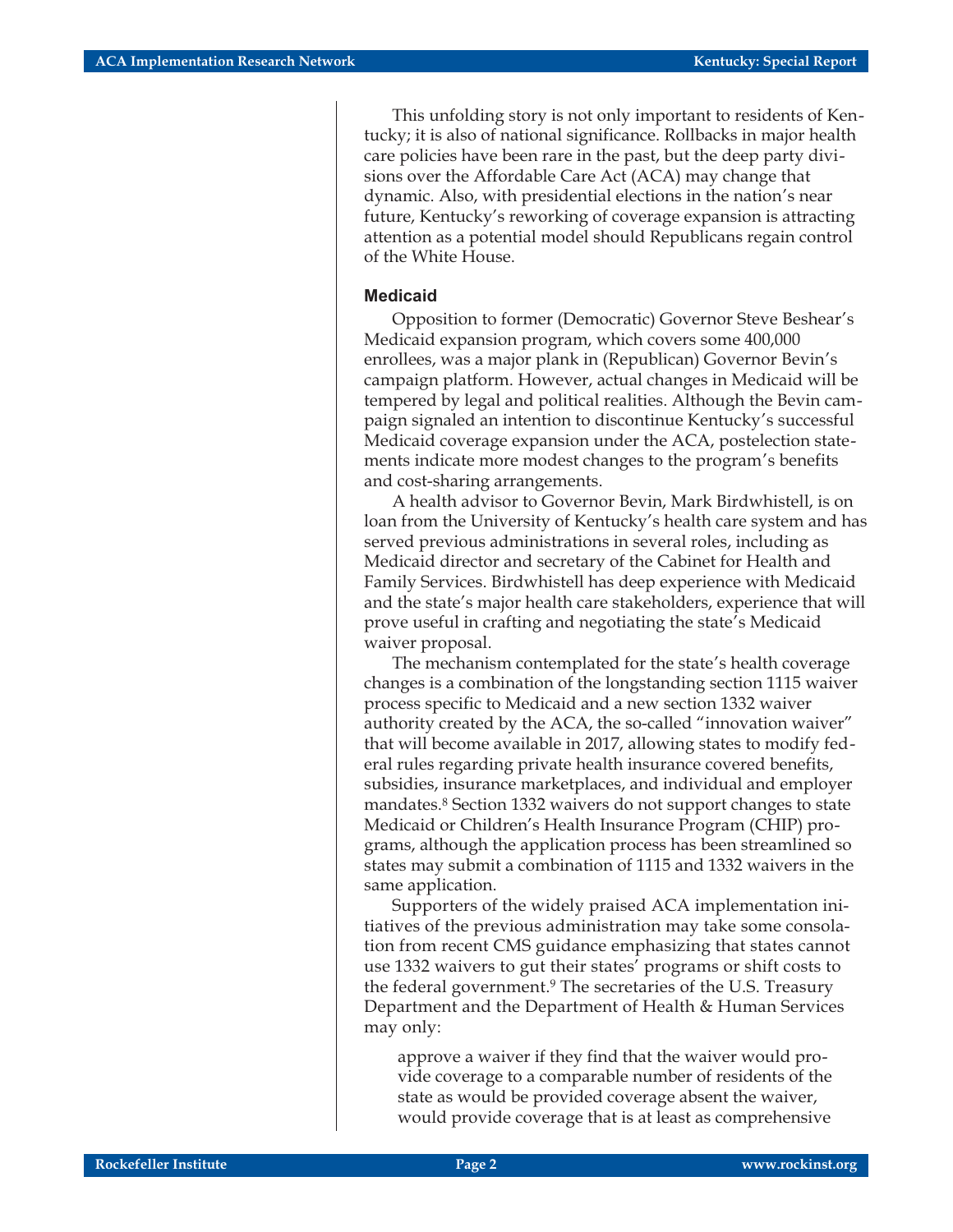This unfolding story is not only important to residents of Kentucky; it is also of national significance. Rollbacks in major health care policies have been rare in the past, but the deep party divisions over the Affordable Care Act (ACA) may change that dynamic. Also, with presidential elections in the nation's near future, Kentucky's reworking of coverage expansion is attracting attention as a potential model should Republicans regain control of the White House.

### Medicaid

Opposition to former (Democratic) Governor Steve Beshear's Medicaid expansion program, which covers some 400,000 enrollees, was a major plank in (Republican) Governor Bevin's campaign platform. However, actual changes in Medicaid will be tempered by legal and political realities. Although the Bevin campaign signaled an intention to discontinue Kentucky's successful Medicaid coverage expansion under the ACA, postelection statements indicate more modest changes to the program's benefits and cost-sharing arrangements.

A health advisor to Governor Bevin, Mark Birdwhistell, is on loan from the University of Kentucky's health care system and has served previous administrations in several roles, including as Medicaid director and secretary of the Cabinet for Health and Family Services. Birdwhistell has deep experience with Medicaid and the state's major health care stakeholders, experience that will prove useful in crafting and negotiating the state's Medicaid waiver proposal.

The mechanism contemplated for the state's health coverage changes is a combination of the longstanding section 1115 waiver process specific to Medicaid and a new section 1332 waiver authority created by the ACA, the so-called "innovation waiver" that will become available in 2017, allowing states to modify federal rules regarding private health insurance covered benefits, subsidies, insurance marketplaces, and individual and employer mandates.[8] Section 1332 waivers do not support changes to state Medicaid or Children's Health Insurance Program (CHIP) programs, although the application process has been streamlined so states may submit a combination of 1115 and 1332 waivers in the same application.

Supporters of the widely praised ACA implementation initiatives of the previous administration may take some consolation from recent CMS guidance emphasizing that states cannot use 1332 waivers to gut their states' programs or shift costs to the federal government.[9] The secretaries of the U.S. Treasury Department and the Department of Health & Human Services may only:

> approve a waiver if they find that the waiver would provide coverage to a comparable number of residents of the state as would be provided coverage absent the waiver, would provide coverage that is at least as comprehensive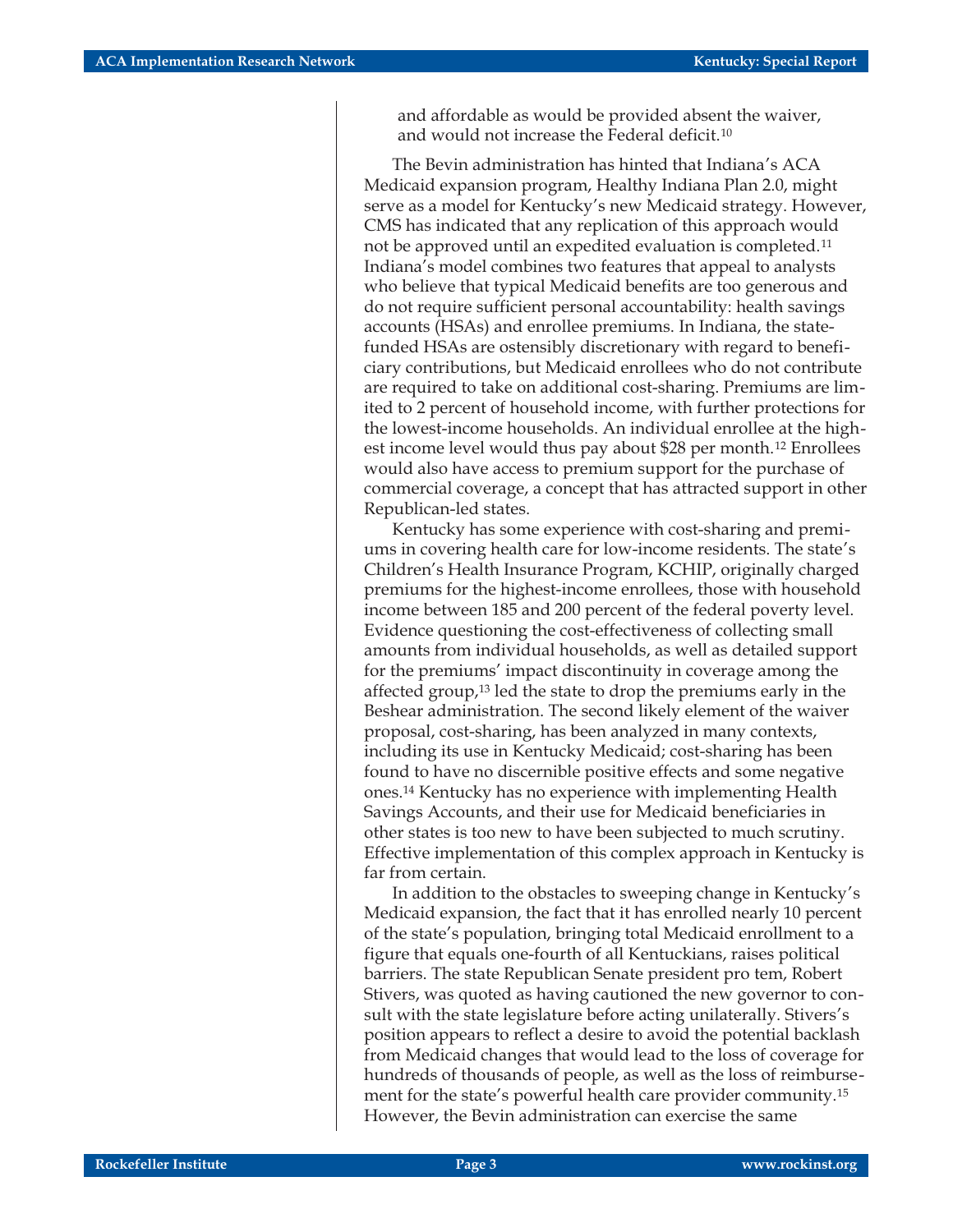and affordable as would be provided absent the waiver, and would not increase the Federal deficit.[10]

The Bevin administration has hinted that Indiana's ACA Medicaid expansion program, Healthy Indiana Plan 2.0, might serve as a model for Kentucky's new Medicaid strategy. However, CMS has indicated that any replication of this approach would not be approved until an expedited evaluation is completed.[11] Indiana's model combines two features that appeal to analysts who believe that typical Medicaid benefits are too generous and do not require sufficient personal accountability: health savings accounts (HSAs) and enrollee premiums. In Indiana, the state-funded HSAs are ostensibly discretionary with regard to beneficiary contributions, but Medicaid enrollees who do not contribute are required to take on additional cost-sharing. Premiums are limited to 2 percent of household income, with further protections for the lowest-income households. An individual enrollee at the highest income level would thus pay about $28 per month.[12] Enrollees would also have access to premium support for the purchase of commercial coverage, a concept that has attracted support in other Republican-led states.

Kentucky has some experience with cost-sharing and premiums in covering health care for low-income residents. The state's Children's Health Insurance Program, KCHIP, originally charged premiums for the highest-income enrollees, those with household income between 185 and 200 percent of the federal poverty level. Evidence questioning the cost-effectiveness of collecting small amounts from individual households, as well as detailed support for the premiums' impact discontinuity in coverage among the affected group,[13] led the state to drop the premiums early in the Beshear administration. The second likely element of the waiver proposal, cost-sharing, has been analyzed in many contexts, including its use in Kentucky Medicaid; cost-sharing has been found to have no discernible positive effects and some negative ones.[14] Kentucky has no experience with implementing Health Savings Accounts, and their use for Medicaid beneficiaries in other states is too new to have been subjected to much scrutiny. Effective implementation of this complex approach in Kentucky is far from certain.

In addition to the obstacles to sweeping change in Kentucky's Medicaid expansion, the fact that it has enrolled nearly 10 percent of the state's population, bringing total Medicaid enrollment to a figure that equals one-fourth of all Kentuckians, raises political barriers. The state Republican Senate president pro tem, Robert Stivers, was quoted as having cautioned the new governor to consult with the state legislature before acting unilaterally. Stivers's position appears to reflect a desire to avoid the potential backlash from Medicaid changes that would lead to the loss of coverage for hundreds of thousands of people, as well as the loss of reimbursement for the state's powerful health care provider community.[15] However, the Bevin administration can exercise the same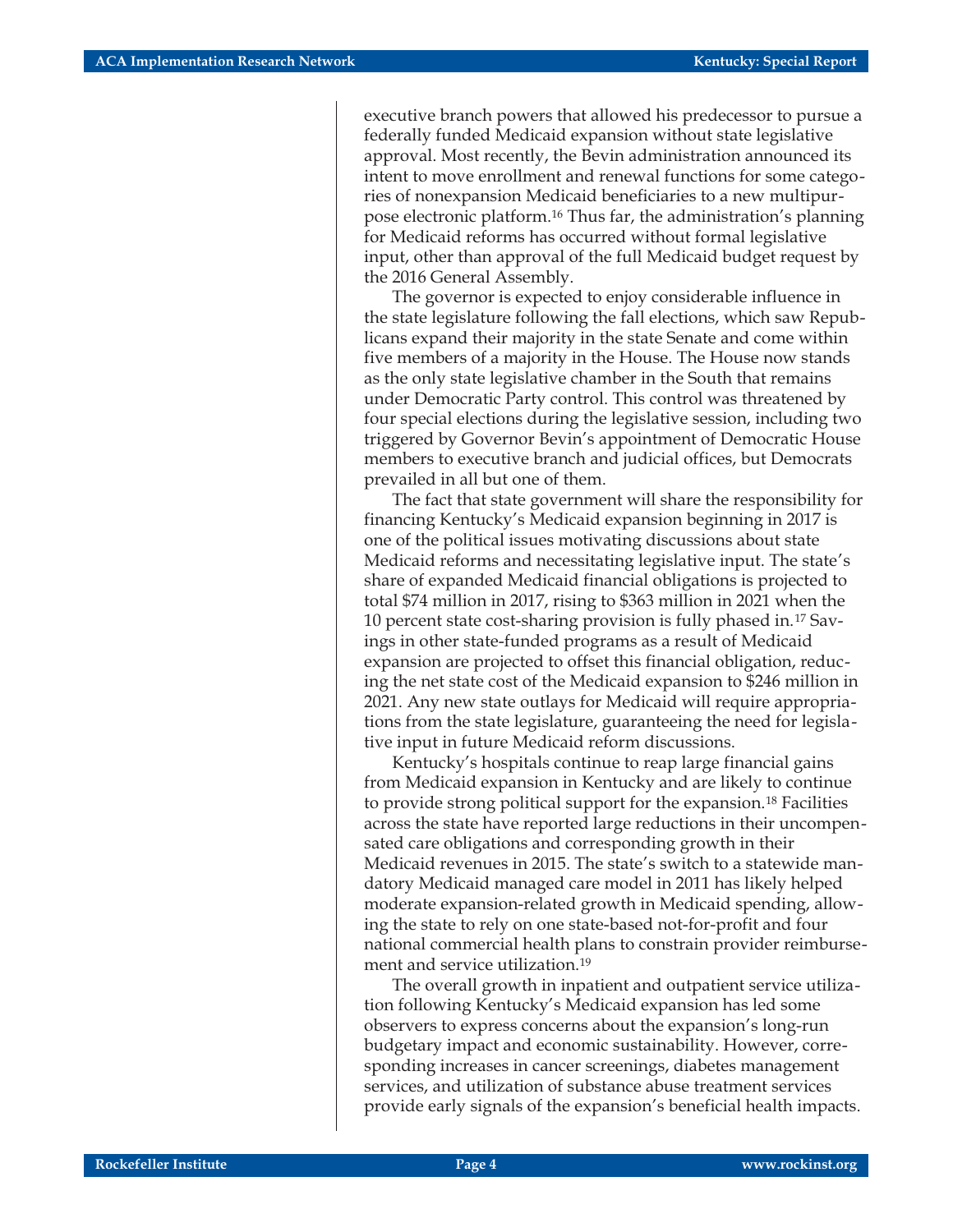executive branch powers that allowed his predecessor to pursue a federally funded Medicaid expansion without state legislative approval. Most recently, the Bevin administration announced its intent to move enrollment and renewal functions for some categories of nonexpansion Medicaid beneficiaries to a new multipurpose electronic platform.[16] Thus far, the administration's planning for Medicaid reforms has occurred without formal legislative input, other than approval of the full Medicaid budget request by the 2016 General Assembly.

The governor is expected to enjoy considerable influence in the state legislature following the fall elections, which saw Republicans expand their majority in the state Senate and come within five members of a majority in the House. The House now stands as the only state legislative chamber in the South that remains under Democratic Party control. This control was threatened by four special elections during the legislative session, including two triggered by Governor Bevin's appointment of Democratic House members to executive branch and judicial offices, but Democrats prevailed in all but one of them.

The fact that state government will share the responsibility for financing Kentucky's Medicaid expansion beginning in 2017 is one of the political issues motivating discussions about state Medicaid reforms and necessitating legislative input. The state's share of expanded Medicaid financial obligations is projected to total $74 million in 2017, rising to $363 million in 2021 when the 10 percent state cost-sharing provision is fully phased in.[17] Savings in other state-funded programs as a result of Medicaid expansion are projected to offset this financial obligation, reducing the net state cost of the Medicaid expansion to $246 million in 2021. Any new state outlays for Medicaid will require appropriations from the state legislature, guaranteeing the need for legislative input in future Medicaid reform discussions.

Kentucky's hospitals continue to reap large financial gains from Medicaid expansion in Kentucky and are likely to continue to provide strong political support for the expansion.[18] Facilities across the state have reported large reductions in their uncompensated care obligations and corresponding growth in their Medicaid revenues in 2015. The state's switch to a statewide mandatory Medicaid managed care model in 2011 has likely helped moderate expansion-related growth in Medicaid spending, allowing the state to rely on one state-based not-for-profit and four national commercial health plans to constrain provider reimbursement and service utilization.[19]

The overall growth in inpatient and outpatient service utilization following Kentucky's Medicaid expansion has led some observers to express concerns about the expansion's long-run budgetary impact and economic sustainability. However, corresponding increases in cancer screenings, diabetes management services, and utilization of substance abuse treatment services provide early signals of the expansion's beneficial health impacts.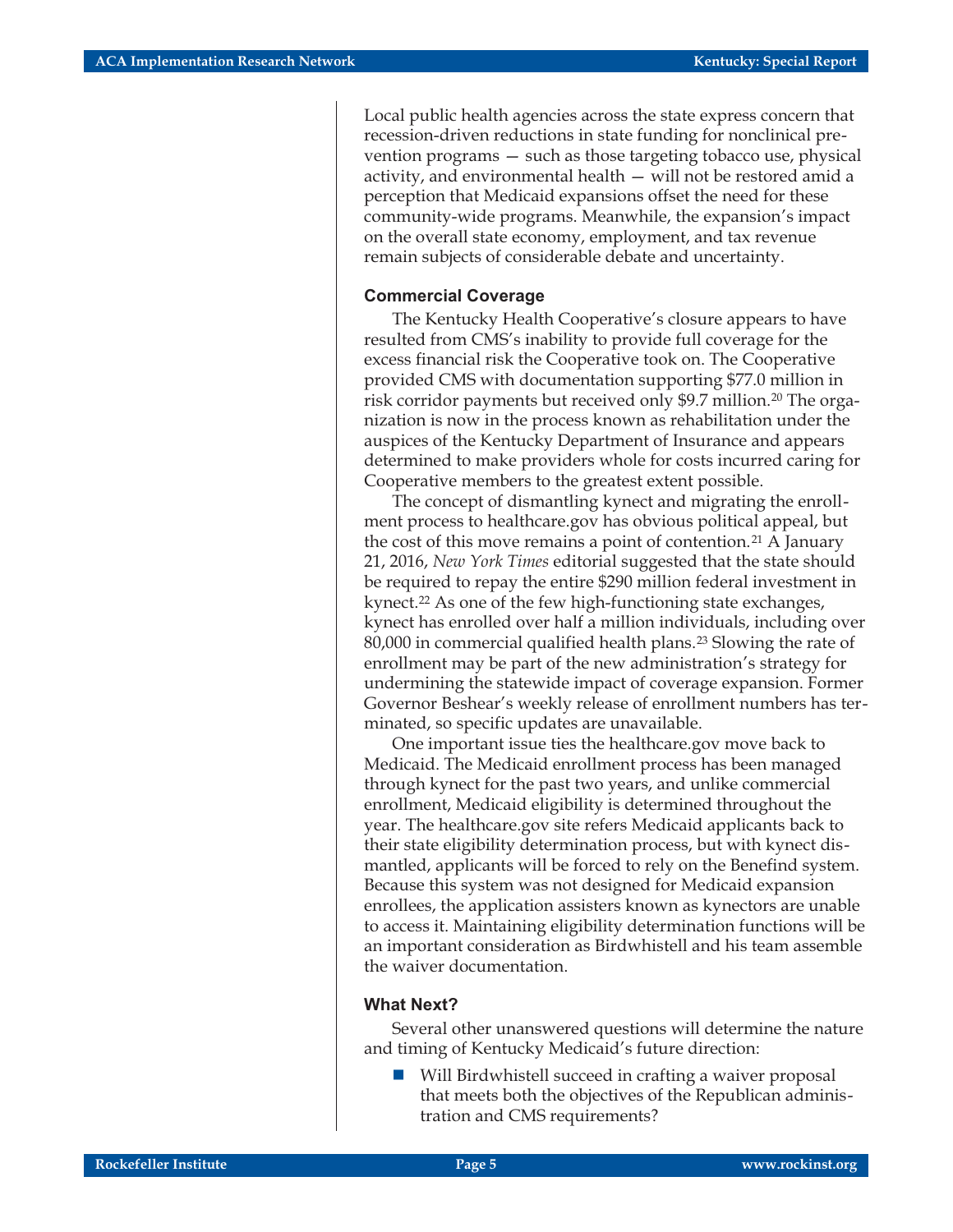Local public health agencies across the state express concern that recession-driven reductions in state funding for nonclinical prevention programs — such as those targeting tobacco use, physical activity, and environmental health — will not be restored amid a perception that Medicaid expansions offset the need for these community-wide programs. Meanwhile, the expansion's impact on the overall state economy, employment, and tax revenue remain subjects of considerable debate and uncertainty.

### Commercial Coverage

The Kentucky Health Cooperative's closure appears to have resulted from CMS's inability to provide full coverage for the excess financial risk the Cooperative took on. The Cooperative provided CMS with documentation supporting $77.0 million in risk corridor payments but received only $9.7 million.[20] The organization is now in the process known as rehabilitation under the auspices of the Kentucky Department of Insurance and appears determined to make providers whole for costs incurred caring for Cooperative members to the greatest extent possible.

The concept of dismantling kynect and migrating the enrollment process to healthcare.gov has obvious political appeal, but the cost of this move remains a point of contention.[21] A January 21, 2016, *New York Times* editorial suggested that the state should be required to repay the entire $290 million federal investment in kynect.[22] As one of the few high-functioning state exchanges, kynect has enrolled over half a million individuals, including over 80,000 in commercial qualified health plans.[23] Slowing the rate of enrollment may be part of the new administration's strategy for undermining the statewide impact of coverage expansion. Former Governor Beshear's weekly release of enrollment numbers has terminated, so specific updates are unavailable.

One important issue ties the healthcare.gov move back to Medicaid. The Medicaid enrollment process has been managed through kynect for the past two years, and unlike commercial enrollment, Medicaid eligibility is determined throughout the year. The healthcare.gov site refers Medicaid applicants back to their state eligibility determination process, but with kynect dismantled, applicants will be forced to rely on the Benefind system. Because this system was not designed for Medicaid expansion enrollees, the application assisters known as kynectors are unable to access it. Maintaining eligibility determination functions will be an important consideration as Birdwhistell and his team assemble the waiver documentation.

### What Next?

Several other unanswered questions will determine the nature and timing of Kentucky Medicaid's future direction:

- Will Birdwhistell succeed in crafting a waiver proposal that meets both the objectives of the Republican administration and CMS requirements?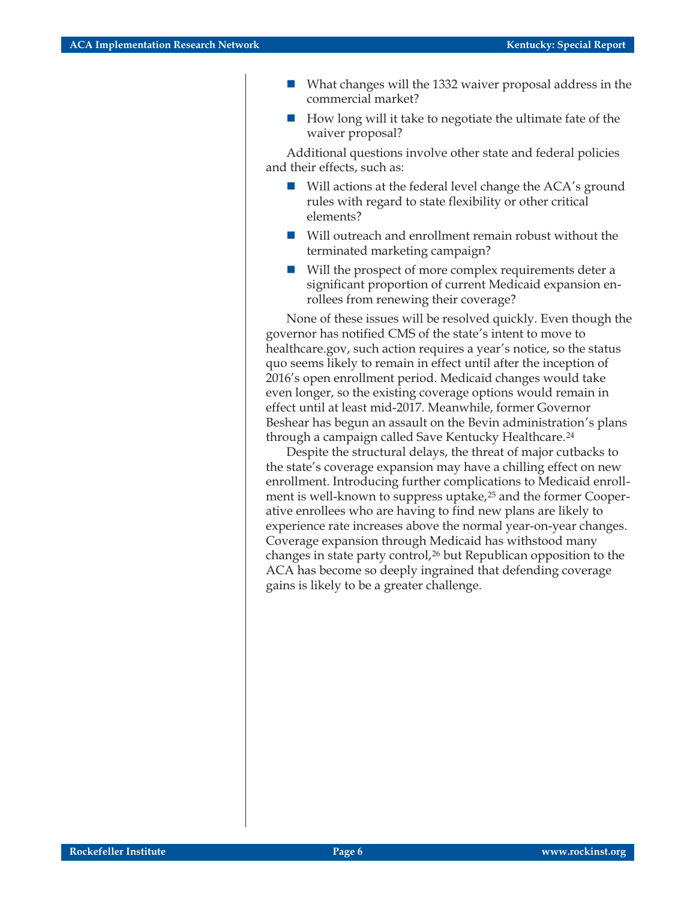- What changes will the 1332 waiver proposal address in the commercial market?
- How long will it take to negotiate the ultimate fate of the waiver proposal?

Additional questions involve other state and federal policies and their effects, such as:

- Will actions at the federal level change the ACA's ground rules with regard to state flexibility or other critical elements?
- Will outreach and enrollment remain robust without the terminated marketing campaign?
- Will the prospect of more complex requirements deter a significant proportion of current Medicaid expansion enrollees from renewing their coverage?

None of these issues will be resolved quickly. Even though the governor has notified CMS of the state's intent to move to healthcare.gov, such action requires a year's notice, so the status quo seems likely to remain in effect until after the inception of 2016's open enrollment period. Medicaid changes would take even longer, so the existing coverage options would remain in effect until at least mid-2017. Meanwhile, former Governor Beshear has begun an assault on the Bevin administration's plans through a campaign called Save Kentucky Healthcare.[24]

Despite the structural delays, the threat of major cutbacks to the state's coverage expansion may have a chilling effect on new enrollment. Introducing further complications to Medicaid enrollment is well-known to suppress uptake,[25] and the former Cooperative enrollees who are having to find new plans are likely to experience rate increases above the normal year-on-year changes. Coverage expansion through Medicaid has withstood many changes in state party control,[26] but Republican opposition to the ACA has become so deeply ingrained that defending coverage gains is likely to be a greater challenge.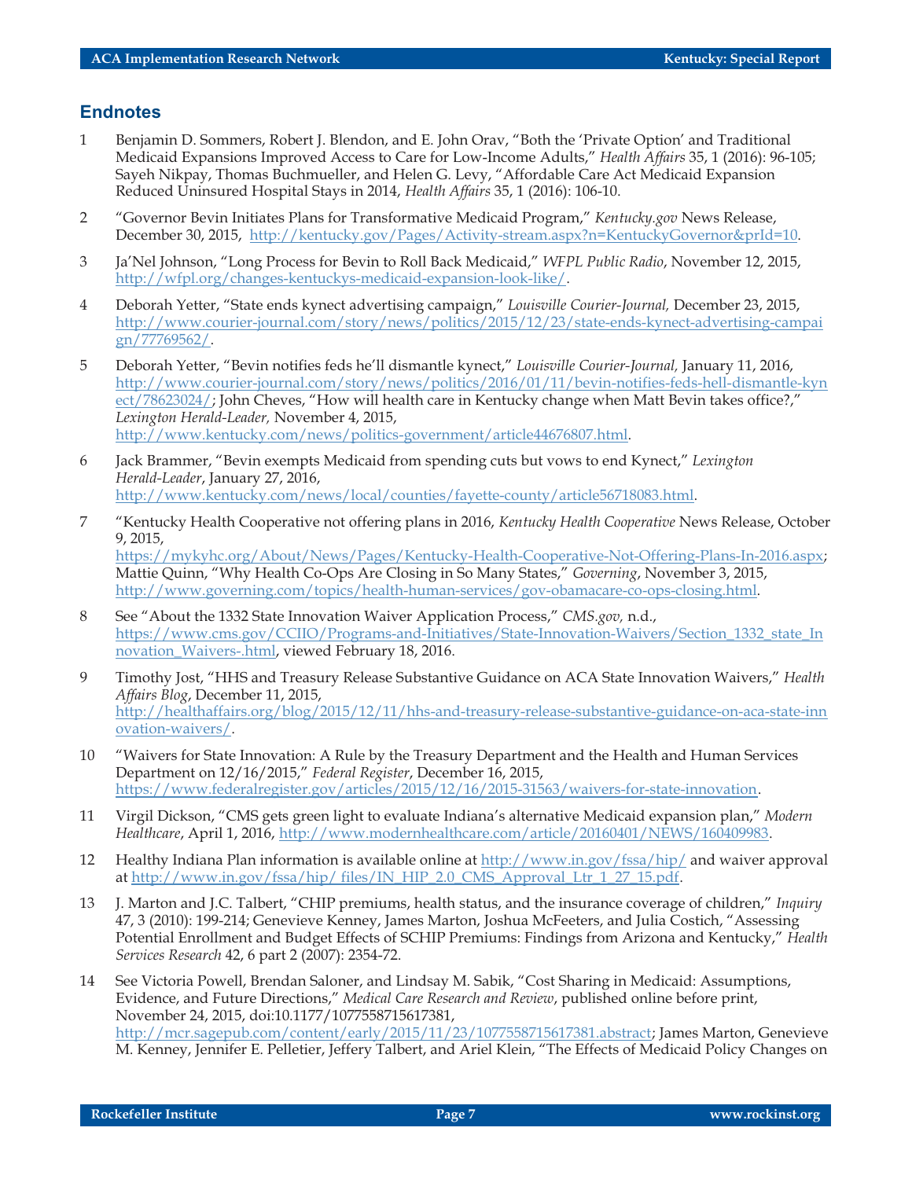## Endnotes

1. Benjamin D. Sommers, Robert J. Blendon, and E. John Orav, "Both the 'Private Option' and Traditional Medicaid Expansions Improved Access to Care for Low-Income Adults," *Health Affairs* 35, 1 (2016): 96-105; Sayeh Nikpay, Thomas Buchmueller, and Helen G. Levy, "Affordable Care Act Medicaid Expansion Reduced Uninsured Hospital Stays in 2014, *Health Affairs* 35, 1 (2016): 106-10.

2. "Governor Bevin Initiates Plans for Transformative Medicaid Program," *Kentucky.gov* News Release, December 30, 2015, http://kentucky.gov/Pages/Activity-stream.aspx?n=KentuckyGovernor&prId=10.

3. Ja'Nel Johnson, "Long Process for Bevin to Roll Back Medicaid," *WFPL Public Radio*, November 12, 2015, http://wfpl.org/changes-kentuckys-medicaid-expansion-look-like/.

4. Deborah Yetter, "State ends kynect advertising campaign," *Louisville Courier-Journal,* December 23, 2015, http://www.courier-journal.com/story/news/politics/2015/12/23/state-ends-kynect-advertising-campaign/77769562/.

5. Deborah Yetter, "Bevin notifies feds he'll dismantle kynect," *Louisville Courier-Journal,* January 11, 2016, http://www.courier-journal.com/story/news/politics/2016/01/11/bevin-notifies-feds-hell-dismantle-kynect/78623024/; John Cheves, "How will health care in Kentucky change when Matt Bevin takes office?," *Lexington Herald-Leader,* November 4, 2015, http://www.kentucky.com/news/politics-government/article44676807.html.

6. Jack Brammer, "Bevin exempts Medicaid from spending cuts but vows to end Kynect," *Lexington Herald-Leader*, January 27, 2016, http://www.kentucky.com/news/local/counties/fayette-county/article56718083.html.

7. "Kentucky Health Cooperative not offering plans in 2016, *Kentucky Health Cooperative* News Release, October 9, 2015, https://mykyhc.org/About/News/Pages/Kentucky-Health-Cooperative-Not-Offering-Plans-In-2016.aspx; Mattie Quinn, "Why Health Co-Ops Are Closing in So Many States," *Governing*, November 3, 2015, http://www.governing.com/topics/health-human-services/gov-obamacare-co-ops-closing.html.

8. See "About the 1332 State Innovation Waiver Application Process," *CMS.gov,* n.d., https://www.cms.gov/CCIIO/Programs-and-Initiatives/State-Innovation-Waivers/Section_1332_state_Innovation_Waivers-.html, viewed February 18, 2016.

9. Timothy Jost, "HHS and Treasury Release Substantive Guidance on ACA State Innovation Waivers," *Health Affairs Blog*, December 11, 2015, http://healthaffairs.org/blog/2015/12/11/hhs-and-treasury-release-substantive-guidance-on-aca-state-innovation-waivers/.

10. "Waivers for State Innovation: A Rule by the Treasury Department and the Health and Human Services Department on 12/16/2015," *Federal Register*, December 16, 2015, https://www.federalregister.gov/articles/2015/12/16/2015-31563/waivers-for-state-innovation.

11. Virgil Dickson, "CMS gets green light to evaluate Indiana's alternative Medicaid expansion plan," *Modern Healthcare*, April 1, 2016, http://www.modernhealthcare.com/article/20160401/NEWS/160409983.

12. Healthy Indiana Plan information is available online at http://www.in.gov/fssa/hip/ and waiver approval at http://www.in.gov/fssa/hip/ files/IN_HIP_2.0_CMS_Approval_Ltr_1_27_15.pdf.

13. J. Marton and J.C. Talbert, "CHIP premiums, health status, and the insurance coverage of children," *Inquiry* 47, 3 (2010): 199-214; Genevieve Kenney, James Marton, Joshua McFeeters, and Julia Costich, "Assessing Potential Enrollment and Budget Effects of SCHIP Premiums: Findings from Arizona and Kentucky," *Health Services Research* 42, 6 part 2 (2007): 2354-72.

14. See Victoria Powell, Brendan Saloner, and Lindsay M. Sabik, "Cost Sharing in Medicaid: Assumptions, Evidence, and Future Directions," *Medical Care Research and Review*, published online before print, November 24, 2015, doi:10.1177/1077558715617381, http://mcr.sagepub.com/content/early/2015/11/23/1077558715617381.abstract; James Marton, Genevieve M. Kenney, Jennifer E. Pelletier, Jeffery Talbert, and Ariel Klein, "The Effects of Medicaid Policy Changes on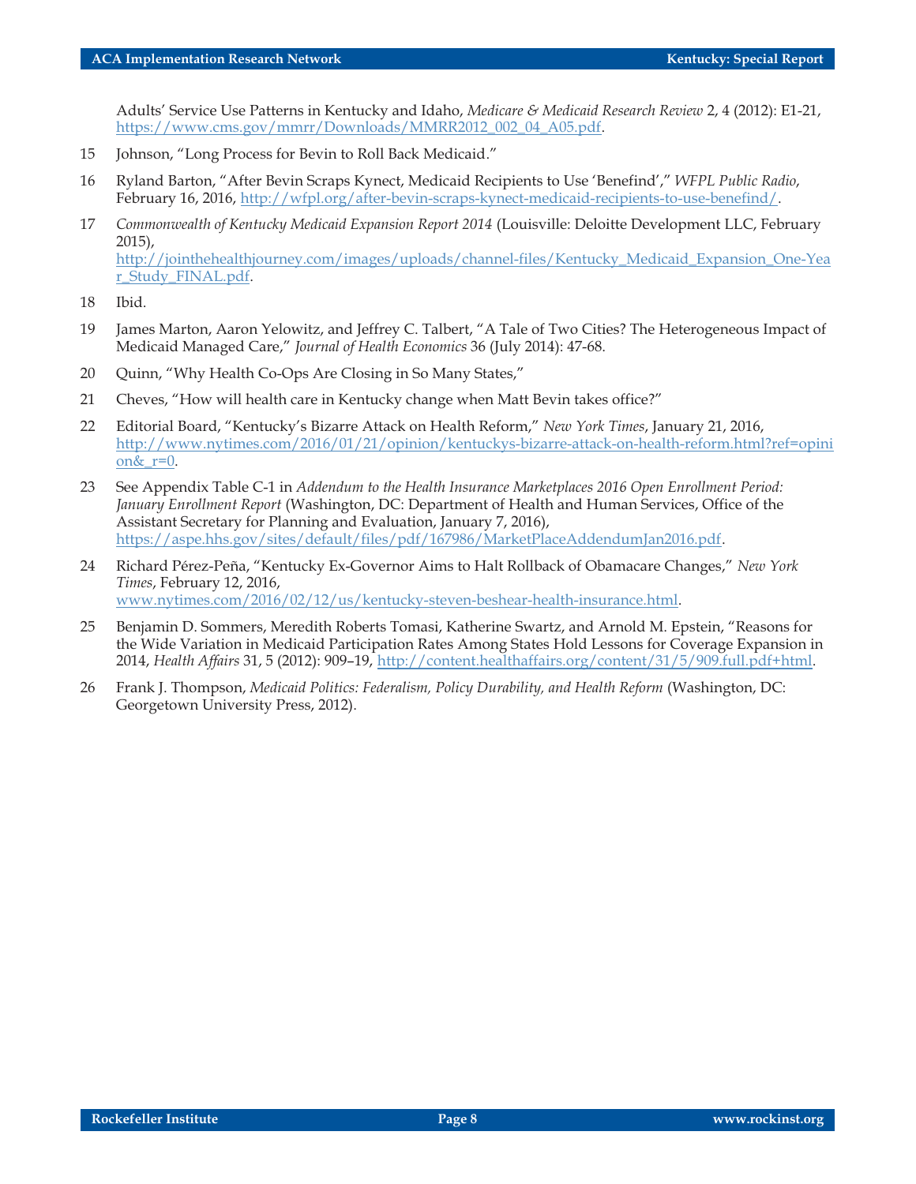Adults' Service Use Patterns in Kentucky and Idaho, *Medicare & Medicaid Research Review* 2, 4 (2012): E1-21, https://www.cms.gov/mmrr/Downloads/MMRR2012_002_04_A05.pdf.

15 Johnson, "Long Process for Bevin to Roll Back Medicaid."

16 Ryland Barton, "After Bevin Scraps Kynect, Medicaid Recipients to Use 'Benefind'," *WFPL Public Radio*, February 16, 2016, http://wfpl.org/after-bevin-scraps-kynect-medicaid-recipients-to-use-benefind/.

17 *Commonwealth of Kentucky Medicaid Expansion Report 2014* (Louisville: Deloitte Development LLC, February 2015), http://jointhehealthjourney.com/images/uploads/channel-files/Kentucky_Medicaid_Expansion_One-Year_Study_FINAL.pdf.

18 Ibid.

19 James Marton, Aaron Yelowitz, and Jeffrey C. Talbert, "A Tale of Two Cities? The Heterogeneous Impact of Medicaid Managed Care," *Journal of Health Economics* 36 (July 2014): 47-68.

20 Quinn, "Why Health Co-Ops Are Closing in So Many States,"

21 Cheves, "How will health care in Kentucky change when Matt Bevin takes office?"

22 Editorial Board, "Kentucky's Bizarre Attack on Health Reform," *New York Times*, January 21, 2016, http://www.nytimes.com/2016/01/21/opinion/kentuckys-bizarre-attack-on-health-reform.html?ref=opinion&_r=0.

23 See Appendix Table C-1 in *Addendum to the Health Insurance Marketplaces 2016 Open Enrollment Period: January Enrollment Report* (Washington, DC: Department of Health and Human Services, Office of the Assistant Secretary for Planning and Evaluation, January 7, 2016), https://aspe.hhs.gov/sites/default/files/pdf/167986/MarketPlaceAddendumJan2016.pdf.

24 Richard Pérez-Peña, "Kentucky Ex-Governor Aims to Halt Rollback of Obamacare Changes," *New York Times*, February 12, 2016, www.nytimes.com/2016/02/12/us/kentucky-steven-beshear-health-insurance.html.

25 Benjamin D. Sommers, Meredith Roberts Tomasi, Katherine Swartz, and Arnold M. Epstein, "Reasons for the Wide Variation in Medicaid Participation Rates Among States Hold Lessons for Coverage Expansion in 2014, *Health Affairs* 31, 5 (2012): 909–19, http://content.healthaffairs.org/content/31/5/909.full.pdf+html.

26 Frank J. Thompson, *Medicaid Politics: Federalism, Policy Durability, and Health Reform* (Washington, DC: Georgetown University Press, 2012).